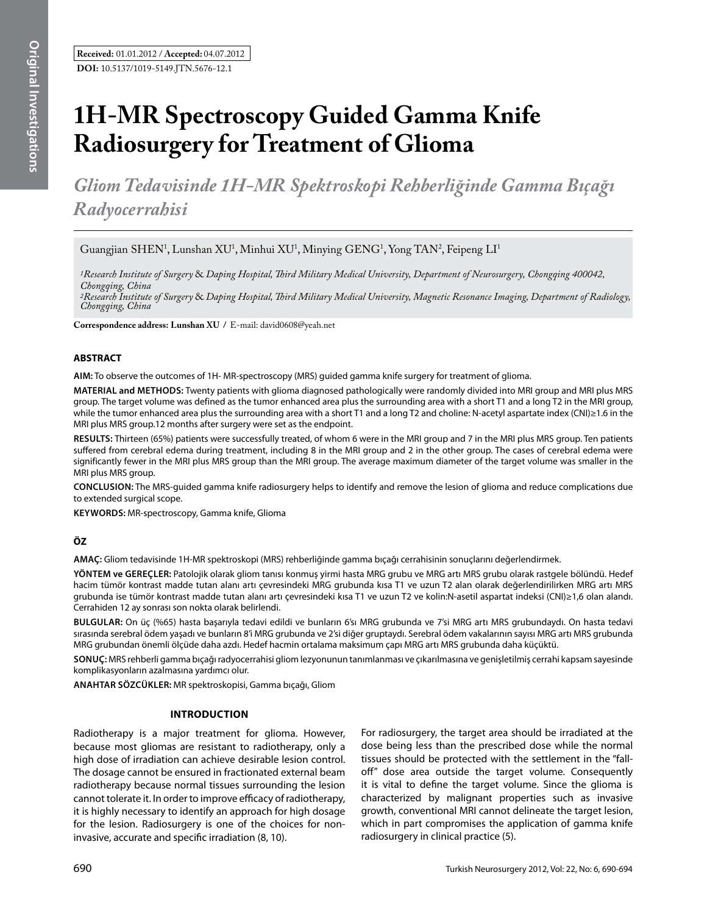**Received:** 01.01.2012 / **Accepted:** 04.07.2012

**DOI:** 10.5137/1019-5149.JTN.5676-12.1

# 1H-MR Spectroscopy Guided Gamma Knife Radiosurgery for Treatment of Glioma

## *Gliom Tedavisinde 1H-MR Spektroskopi Rehberliğinde Gamma Bıçağı Radyocerrahisi*

Guangjian SHEN[1], Lunshan XU[1], Minhui XU[1], Minying GENG[1], Yong TAN[2], Feipeng LI[1]

*[1]Research Institute of Surgery & Daping Hospital, Third Military Medical University, Department of Neurosurgery, Chongqing 400042, Chongqing, China*

*[2]Research Institute of Surgery & Daping Hospital, Third Military Medical University, Magnetic Resonance Imaging, Department of Radiology, Chongqing, China*

**Correspondence address: Lunshan XU /** E-mail: david0608@yeah.net

### ABSTRACT

**AIM:** To observe the outcomes of 1H- MR-spectroscopy (MRS) guided gamma knife surgery for treatment of glioma.

**MATERIAL and METHODS:** Twenty patients with glioma diagnosed pathologically were randomly divided into MRI group and MRI plus MRS group. The target volume was defined as the tumor enhanced area plus the surrounding area with a short T1 and a long T2 in the MRI group, while the tumor enhanced area plus the surrounding area with a short T1 and a long T2 and choline: N-acetyl aspartate index (CNI)≥1.6 in the MRI plus MRS group.12 months after surgery were set as the endpoint.

**RESULTS:** Thirteen (65%) patients were successfully treated, of whom 6 were in the MRI group and 7 in the MRI plus MRS group. Ten patients suffered from cerebral edema during treatment, including 8 in the MRI group and 2 in the other group. The cases of cerebral edema were significantly fewer in the MRI plus MRS group than the MRI group. The average maximum diameter of the target volume was smaller in the MRI plus MRS group.

**CONCLUSION:** The MRS-guided gamma knife radiosurgery helps to identify and remove the lesion of glioma and reduce complications due to extended surgical scope.

**KEYWORDS:** MR-spectroscopy, Gamma knife, Glioma

### ÖZ

**AMAÇ:** Gliom tedavisinde 1H-MR spektroskopi (MRS) rehberliğinde gamma bıçağı cerrahisinin sonuçlarını değerlendirmek.

**YÖNTEM ve GEREÇLER:** Patolojik olarak gliom tanısı konmuş yirmi hasta MRG grubu ve MRG artı MRS grubu olarak rastgele bölündü. Hedef hacim tümör kontrast madde tutan alanı artı çevresindeki MRG grubunda kısa T1 ve uzun T2 alan olarak değerlendirilirken MRG artı MRS grubunda ise tümör kontrast madde tutan alanı artı çevresindeki kısa T1 ve uzun T2 ve kolin:N-asetil aspartat indeksi (CNI)≥1,6 olan alandı. Cerrahiden 12 ay sonrası son nokta olarak belirlendi.

**BULGULAR:** On üç (%65) hasta başarıyla tedavi edildi ve bunların 6'sı MRG grubunda ve 7'si MRG artı MRS grubundaydı. On hasta tedavi sırasında serebral ödem yaşadı ve bunların 8'i MRG grubunda ve 2'si diğer gruptaydı. Serebral ödem vakalarının sayısı MRG artı MRS grubunda MRG grubundan önemli ölçüde daha azdı. Hedef hacmin ortalama maksimum çapı MRG artı MRS grubunda daha küçüktü.

**SONUÇ:** MRS rehberli gamma bıçağı radyocerrahisi gliom lezyonunun tanımlanması ve çıkarılmasına ve genişletilmiş cerrahi kapsam sayesinde komplikasyonların azalmasına yardımcı olur.

**ANAHTAR SÖZCÜKLER:** MR spektroskopisi, Gamma bıçağı, Gliom

## INTRODUCTION

Radiotherapy is a major treatment for glioma. However, because most gliomas are resistant to radiotherapy, only a high dose of irradiation can achieve desirable lesion control. The dosage cannot be ensured in fractionated external beam radiotherapy because normal tissues surrounding the lesion cannot tolerate it. In order to improve efficacy of radiotherapy, it is highly necessary to identify an approach for high dosage for the lesion. Radiosurgery is one of the choices for non-invasive, accurate and specific irradiation (8, 10).

For radiosurgery, the target area should be irradiated at the dose being less than the prescribed dose while the normal tissues should be protected with the settlement in the "fall-off" dose area outside the target volume. Consequently it is vital to define the target volume. Since the glioma is characterized by malignant properties such as invasive growth, conventional MRI cannot delineate the target lesion, which in part compromises the application of gamma knife radiosurgery in clinical practice (5).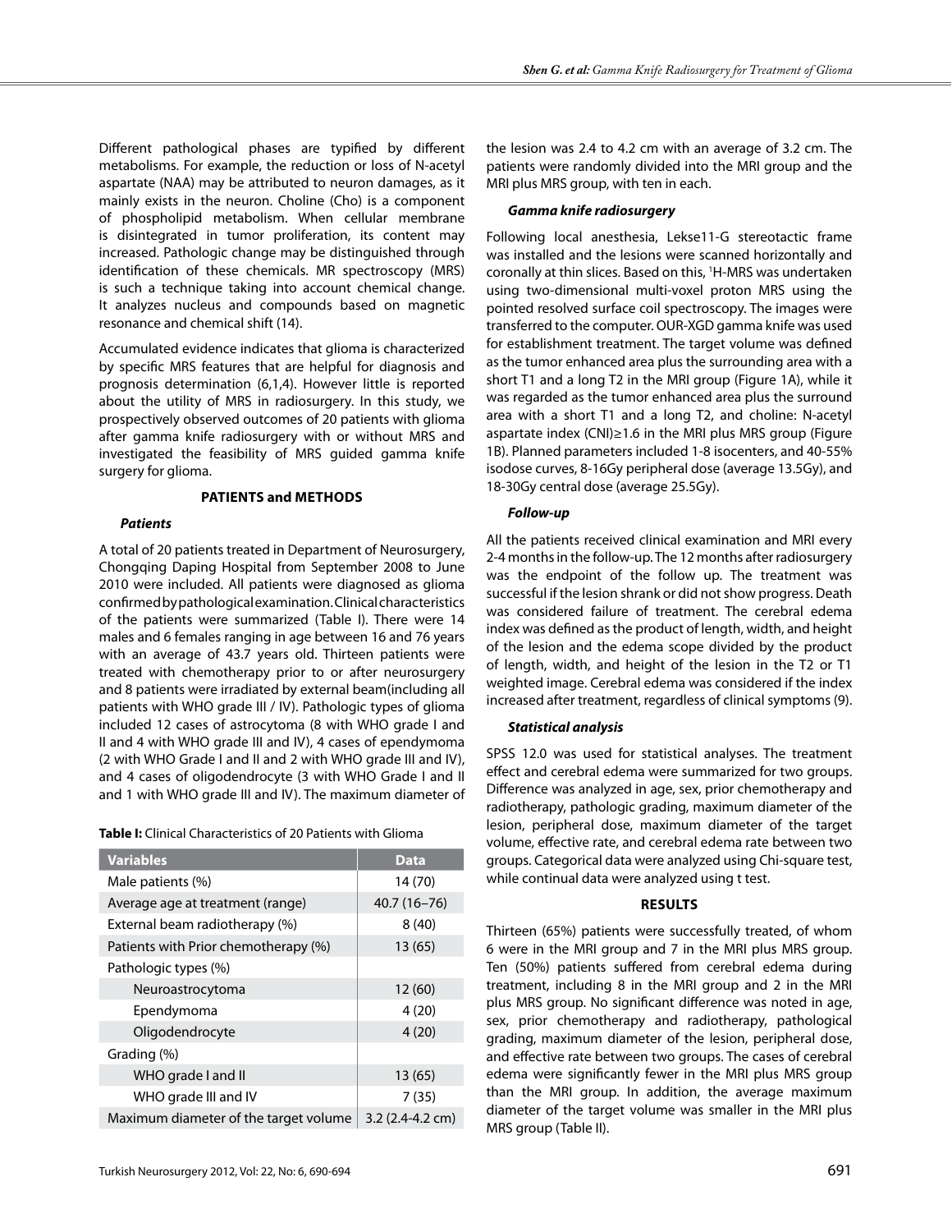Different pathological phases are typified by different metabolisms. For example, the reduction or loss of N-acetyl aspartate (NAA) may be attributed to neuron damages, as it mainly exists in the neuron. Choline (Cho) is a component of phospholipid metabolism. When cellular membrane is disintegrated in tumor proliferation, its content may increased. Pathologic change may be distinguished through identification of these chemicals. MR spectroscopy (MRS) is such a technique taking into account chemical change. It analyzes nucleus and compounds based on magnetic resonance and chemical shift (14).

Accumulated evidence indicates that glioma is characterized by specific MRS features that are helpful for diagnosis and prognosis determination (6,1,4). However little is reported about the utility of MRS in radiosurgery. In this study, we prospectively observed outcomes of 20 patients with glioma after gamma knife radiosurgery with or without MRS and investigated the feasibility of MRS guided gamma knife surgery for glioma.

## PATIENTS and METHODS

### *Patients*

A total of 20 patients treated in Department of Neurosurgery, Chongqing Daping Hospital from September 2008 to June 2010 were included. All patients were diagnosed as glioma confirmed by pathological examination. Clinical characteristics of the patients were summarized (Table I). There were 14 males and 6 females ranging in age between 16 and 76 years with an average of 43.7 years old. Thirteen patients were treated with chemotherapy prior to or after neurosurgery and 8 patients were irradiated by external beam(including all patients with WHO grade III / IV). Pathologic types of glioma included 12 cases of astrocytoma (8 with WHO grade I and II and 4 with WHO grade III and IV), 4 cases of ependymoma (2 with WHO Grade I and II and 2 with WHO grade III and IV), and 4 cases of oligodendrocyte (3 with WHO Grade I and II and 1 with WHO grade III and IV). The maximum diameter of the lesion was 2.4 to 4.2 cm with an average of 3.2 cm. The patients were randomly divided into the MRI group and the MRI plus MRS group, with ten in each.

**Table I:** Clinical Characteristics of 20 Patients with Glioma

| Variables | Data |
|---|---|
| Male patients (%) | 14 (70) |
| Average age at treatment (range) | 40.7 (16–76) |
| External beam radiotherapy (%) | 8 (40) |
| Patients with Prior chemotherapy (%) | 13 (65) |
| Pathologic types (%) | |
| Neuroastrocytoma | 12 (60) |
| Ependymoma | 4 (20) |
| Oligodendrocyte | 4 (20) |
| Grading (%) | |
| WHO grade I and II | 13 (65) |
| WHO grade III and IV | 7 (35) |
| Maximum diameter of the target volume | 3.2 (2.4-4.2 cm) |

### *Gamma knife radiosurgery*

Following local anesthesia, Lekse11-G stereotactic frame was installed and the lesions were scanned horizontally and coronally at thin slices. Based on this, [1]H-MRS was undertaken using two-dimensional multi-voxel proton MRS using the pointed resolved surface coil spectroscopy. The images were transferred to the computer. OUR-XGD gamma knife was used for establishment treatment. The target volume was defined as the tumor enhanced area plus the surrounding area with a short T1 and a long T2 in the MRI group (Figure 1A), while it was regarded as the tumor enhanced area plus the surround area with a short T1 and a long T2, and choline: N-acetyl aspartate index (CNI)≥1.6 in the MRI plus MRS group (Figure 1B). Planned parameters included 1-8 isocenters, and 40-55% isodose curves, 8-16Gy peripheral dose (average 13.5Gy), and 18-30Gy central dose (average 25.5Gy).

### *Follow-up*

All the patients received clinical examination and MRI every 2-4 months in the follow-up. The 12 months after radiosurgery was the endpoint of the follow up. The treatment was successful if the lesion shrank or did not show progress. Death was considered failure of treatment. The cerebral edema index was defined as the product of length, width, and height of the lesion and the edema scope divided by the product of length, width, and height of the lesion in the T2 or T1 weighted image. Cerebral edema was considered if the index increased after treatment, regardless of clinical symptoms (9).

### *Statistical analysis*

SPSS 12.0 was used for statistical analyses. The treatment effect and cerebral edema were summarized for two groups. Difference was analyzed in age, sex, prior chemotherapy and radiotherapy, pathologic grading, maximum diameter of the lesion, peripheral dose, maximum diameter of the target volume, effective rate, and cerebral edema rate between two groups. Categorical data were analyzed using Chi-square test, while continual data were analyzed using t test.

## RESULTS

Thirteen (65%) patients were successfully treated, of whom 6 were in the MRI group and 7 in the MRI plus MRS group. Ten (50%) patients suffered from cerebral edema during treatment, including 8 in the MRI group and 2 in the MRI plus MRS group. No significant difference was noted in age, sex, prior chemotherapy and radiotherapy, pathological grading, maximum diameter of the lesion, peripheral dose, and effective rate between two groups. The cases of cerebral edema were significantly fewer in the MRI plus MRS group than the MRI group. In addition, the average maximum diameter of the target volume was smaller in the MRI plus MRS group (Table II).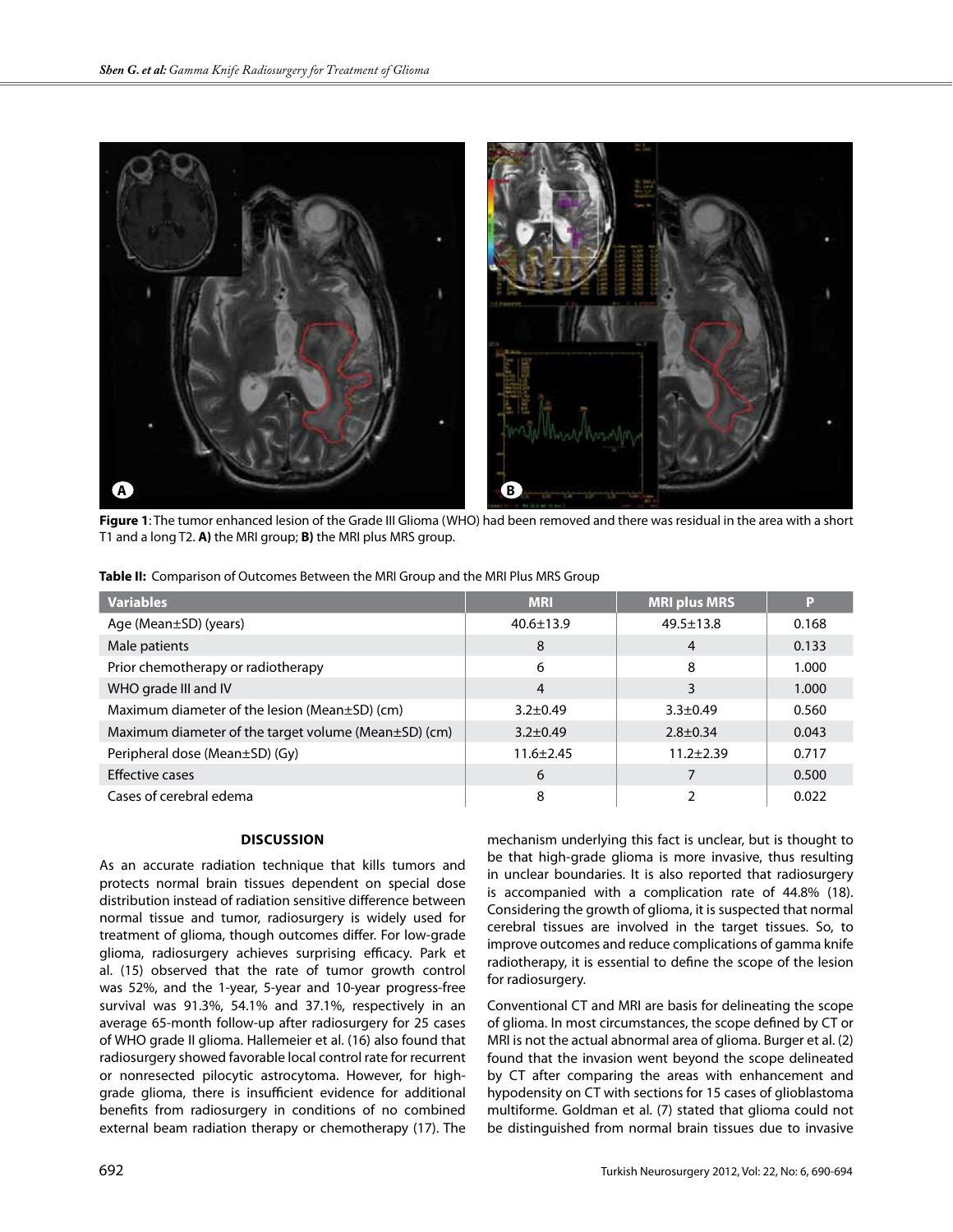**Figure 1**: The tumor enhanced lesion of the Grade III Glioma (WHO) had been removed and there was residual in the area with a short T1 and a long T2. **A)** the MRI group; **B)** the MRI plus MRS group.

**Table II:** Comparison of Outcomes Between the MRI Group and the MRI Plus MRS Group

| Variables | MRI | MRI plus MRS | P |
|---|---|---|---|
| Age (Mean±SD) (years) | 40.6±13.9 | 49.5±13.8 | 0.168 |
| Male patients | 8 | 4 | 0.133 |
| Prior chemotherapy or radiotherapy | 6 | 8 | 1.000 |
| WHO grade III and IV | 4 | 3 | 1.000 |
| Maximum diameter of the lesion (Mean±SD) (cm) | 3.2±0.49 | 3.3±0.49 | 0.560 |
| Maximum diameter of the target volume (Mean±SD) (cm) | 3.2±0.49 | 2.8±0.34 | 0.043 |
| Peripheral dose (Mean±SD) (Gy) | 11.6±2.45 | 11.2±2.39 | 0.717 |
| Effective cases | 6 | 7 | 0.500 |
| Cases of cerebral edema | 8 | 2 | 0.022 |

## DISCUSSION

As an accurate radiation technique that kills tumors and protects normal brain tissues dependent on special dose distribution instead of radiation sensitive difference between normal tissue and tumor, radiosurgery is widely used for treatment of glioma, though outcomes differ. For low-grade glioma, radiosurgery achieves surprising efficacy. Park et al. (15) observed that the rate of tumor growth control was 52%, and the 1-year, 5-year and 10-year progress-free survival was 91.3%, 54.1% and 37.1%, respectively in an average 65-month follow-up after radiosurgery for 25 cases of WHO grade II glioma. Hallemeier et al. (16) also found that radiosurgery showed favorable local control rate for recurrent or nonresected pilocytic astrocytoma. However, for high-grade glioma, there is insufficient evidence for additional benefits from radiosurgery in conditions of no combined external beam radiation therapy or chemotherapy (17). The mechanism underlying this fact is unclear, but is thought to be that high-grade glioma is more invasive, thus resulting in unclear boundaries. It is also reported that radiosurgery is accompanied with a complication rate of 44.8% (18). Considering the growth of glioma, it is suspected that normal cerebral tissues are involved in the target tissues. So, to improve outcomes and reduce complications of gamma knife radiotherapy, it is essential to define the scope of the lesion for radiosurgery.

Conventional CT and MRI are basis for delineating the scope of glioma. In most circumstances, the scope defined by CT or MRI is not the actual abnormal area of glioma. Burger et al. (2) found that the invasion went beyond the scope delineated by CT after comparing the areas with enhancement and hypodensity on CT with sections for 15 cases of glioblastoma multiforme. Goldman et al. (7) stated that glioma could not be distinguished from normal brain tissues due to invasive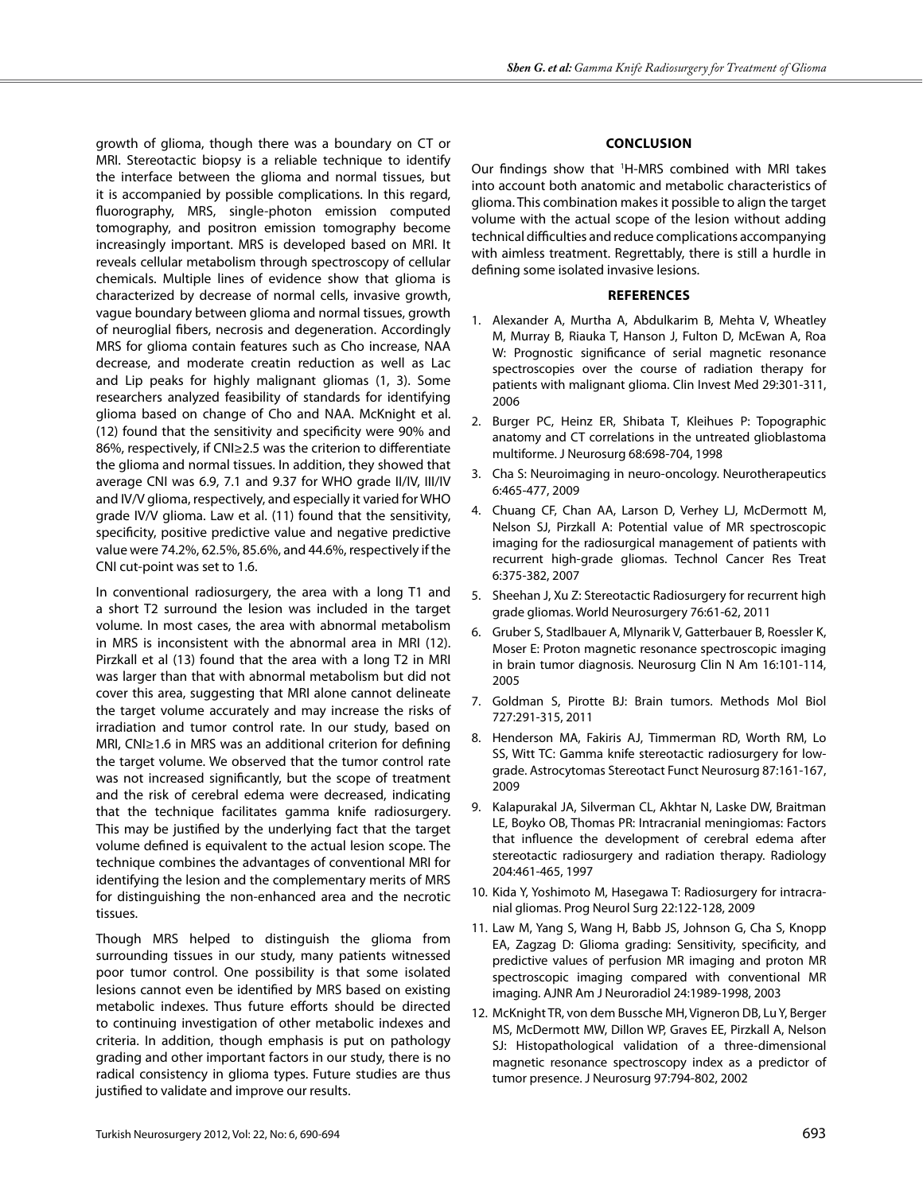growth of glioma, though there was a boundary on CT or MRI. Stereotactic biopsy is a reliable technique to identify the interface between the glioma and normal tissues, but it is accompanied by possible complications. In this regard, fluorography, MRS, single-photon emission computed tomography, and positron emission tomography become increasingly important. MRS is developed based on MRI. It reveals cellular metabolism through spectroscopy of cellular chemicals. Multiple lines of evidence show that glioma is characterized by decrease of normal cells, invasive growth, vague boundary between glioma and normal tissues, growth of neuroglial fibers, necrosis and degeneration. Accordingly MRS for glioma contain features such as Cho increase, NAA decrease, and moderate creatin reduction as well as Lac and Lip peaks for highly malignant gliomas (1, 3). Some researchers analyzed feasibility of standards for identifying glioma based on change of Cho and NAA. McKnight et al. (12) found that the sensitivity and specificity were 90% and 86%, respectively, if CNI≥2.5 was the criterion to differentiate the glioma and normal tissues. In addition, they showed that average CNI was 6.9, 7.1 and 9.37 for WHO grade II/IV, III/IV and IV/V glioma, respectively, and especially it varied for WHO grade IV/V glioma. Law et al. (11) found that the sensitivity, specificity, positive predictive value and negative predictive value were 74.2%, 62.5%, 85.6%, and 44.6%, respectively if the CNI cut-point was set to 1.6.

In conventional radiosurgery, the area with a long T1 and a short T2 surround the lesion was included in the target volume. In most cases, the area with abnormal metabolism in MRS is inconsistent with the abnormal area in MRI (12). Pirzkall et al (13) found that the area with a long T2 in MRI was larger than that with abnormal metabolism but did not cover this area, suggesting that MRI alone cannot delineate the target volume accurately and may increase the risks of irradiation and tumor control rate. In our study, based on MRI, CNI≥1.6 in MRS was an additional criterion for defining the target volume. We observed that the tumor control rate was not increased significantly, but the scope of treatment and the risk of cerebral edema were decreased, indicating that the technique facilitates gamma knife radiosurgery. This may be justified by the underlying fact that the target volume defined is equivalent to the actual lesion scope. The technique combines the advantages of conventional MRI for identifying the lesion and the complementary merits of MRS for distinguishing the non-enhanced area and the necrotic tissues.

Though MRS helped to distinguish the glioma from surrounding tissues in our study, many patients witnessed poor tumor control. One possibility is that some isolated lesions cannot even be identified by MRS based on existing metabolic indexes. Thus future efforts should be directed to continuing investigation of other metabolic indexes and criteria. In addition, though emphasis is put on pathology grading and other important factors in our study, there is no radical consistency in glioma types. Future studies are thus justified to validate and improve our results.

## CONCLUSION

Our findings show that $^{1}$H-MRS combined with MRI takes into account both anatomic and metabolic characteristics of glioma. This combination makes it possible to align the target volume with the actual scope of the lesion without adding technical difficulties and reduce complications accompanying with aimless treatment. Regrettably, there is still a hurdle in defining some isolated invasive lesions.

## REFERENCES

1. Alexander A, Murtha A, Abdulkarim B, Mehta V, Wheatley M, Murray B, Riauka T, Hanson J, Fulton D, McEwan A, Roa W: Prognostic significance of serial magnetic resonance spectroscopies over the course of radiation therapy for patients with malignant glioma. Clin Invest Med 29:301-311, 2006
2. Burger PC, Heinz ER, Shibata T, Kleihues P: Topographic anatomy and CT correlations in the untreated glioblastoma multiforme. J Neurosurg 68:698-704, 1998
3. Cha S: Neuroimaging in neuro-oncology. Neurotherapeutics 6:465-477, 2009
4. Chuang CF, Chan AA, Larson D, Verhey LJ, McDermott M, Nelson SJ, Pirzkall A: Potential value of MR spectroscopic imaging for the radiosurgical management of patients with recurrent high-grade gliomas. Technol Cancer Res Treat 6:375-382, 2007
5. Sheehan J, Xu Z: Stereotactic Radiosurgery for recurrent high grade gliomas. World Neurosurgery 76:61-62, 2011
6. Gruber S, Stadlbauer A, Mlynarik V, Gatterbauer B, Roessler K, Moser E: Proton magnetic resonance spectroscopic imaging in brain tumor diagnosis. Neurosurg Clin N Am 16:101-114, 2005
7. Goldman S, Pirotte BJ: Brain tumors. Methods Mol Biol 727:291-315, 2011
8. Henderson MA, Fakiris AJ, Timmerman RD, Worth RM, Lo SS, Witt TC: Gamma knife stereotactic radiosurgery for low-grade. Astrocytomas Stereotact Funct Neurosurg 87:161-167, 2009
9. Kalapurakal JA, Silverman CL, Akhtar N, Laske DW, Braitman LE, Boyko OB, Thomas PR: Intracranial meningiomas: Factors that influence the development of cerebral edema after stereotactic radiosurgery and radiation therapy. Radiology 204:461-465, 1997
10. Kida Y, Yoshimoto M, Hasegawa T: Radiosurgery for intracranial gliomas. Prog Neurol Surg 22:122-128, 2009
11. Law M, Yang S, Wang H, Babb JS, Johnson G, Cha S, Knopp EA, Zagzag D: Glioma grading: Sensitivity, specificity, and predictive values of perfusion MR imaging and proton MR spectroscopic imaging compared with conventional MR imaging. AJNR Am J Neuroradiol 24:1989-1998, 2003
12. McKnight TR, von dem Bussche MH, Vigneron DB, Lu Y, Berger MS, McDermott MW, Dillon WP, Graves EE, Pirzkall A, Nelson SJ: Histopathological validation of a three-dimensional magnetic resonance spectroscopy index as a predictor of tumor presence. J Neurosurg 97:794-802, 2002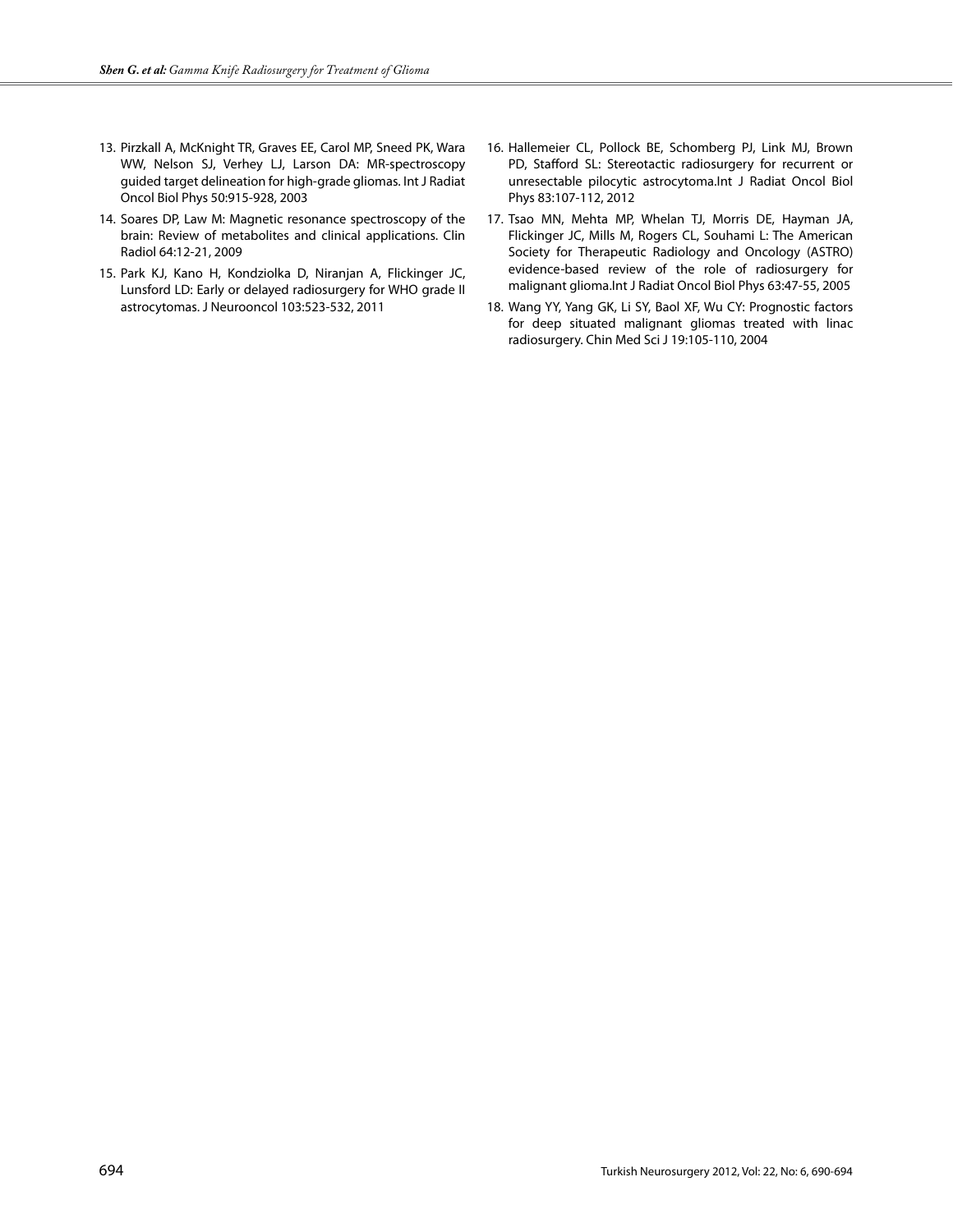13. Pirzkall A, McKnight TR, Graves EE, Carol MP, Sneed PK, Wara WW, Nelson SJ, Verhey LJ, Larson DA: MR-spectroscopy guided target delineation for high-grade gliomas. Int J Radiat Oncol Biol Phys 50:915-928, 2003
14. Soares DP, Law M: Magnetic resonance spectroscopy of the brain: Review of metabolites and clinical applications. Clin Radiol 64:12-21, 2009
15. Park KJ, Kano H, Kondziolka D, Niranjan A, Flickinger JC, Lunsford LD: Early or delayed radiosurgery for WHO grade II astrocytomas. J Neurooncol 103:523-532, 2011
16. Hallemeier CL, Pollock BE, Schomberg PJ, Link MJ, Brown PD, Stafford SL: Stereotactic radiosurgery for recurrent or unresectable pilocytic astrocytoma.Int J Radiat Oncol Biol Phys 83:107-112, 2012
17. Tsao MN, Mehta MP, Whelan TJ, Morris DE, Hayman JA, Flickinger JC, Mills M, Rogers CL, Souhami L: The American Society for Therapeutic Radiology and Oncology (ASTRO) evidence-based review of the role of radiosurgery for malignant glioma.Int J Radiat Oncol Biol Phys 63:47-55, 2005
18. Wang YY, Yang GK, Li SY, Baol XF, Wu CY: Prognostic factors for deep situated malignant gliomas treated with linac radiosurgery. Chin Med Sci J 19:105-110, 2004